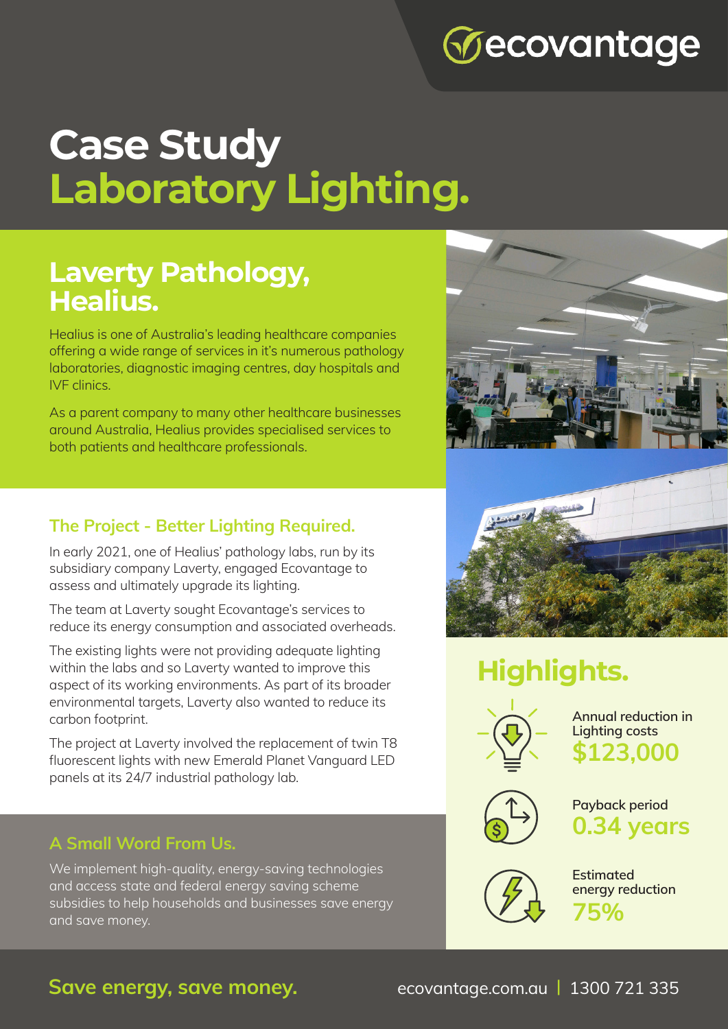ecovantage

# Case Study
# Laboratory Lighting.

## Laverty Pathology, Healius.

Healius is one of Australia's leading healthcare companies offering a wide range of services in it's numerous pathology laboratories, diagnostic imaging centres, day hospitals and IVF clinics.

As a parent company to many other healthcare businesses around Australia, Healius provides specialised services to both patients and healthcare professionals.

### The Project - Better Lighting Required.

In early 2021, one of Healius' pathology labs, run by its subsidiary company Laverty, engaged Ecovantage to assess and ultimately upgrade its lighting.

The team at Laverty sought Ecovantage's services to reduce its energy consumption and associated overheads.

The existing lights were not providing adequate lighting within the labs and so Laverty wanted to improve this aspect of its working environments. As part of its broader environmental targets, Laverty also wanted to reduce its carbon footprint.

The project at Laverty involved the replacement of twin T8 fluorescent lights with new Emerald Planet Vanguard LED panels at its 24/7 industrial pathology lab.

### A Small Word From Us.

We implement high-quality, energy-saving technologies and access state and federal energy saving scheme subsidies to help households and businesses save energy and save money.

## Highlights.

Annual reduction in Lighting costs
**$123,000**

Payback period
**0.34 years**

Estimated energy reduction
**75%**

**Save energy, save money.**

ecovantage.com.au | 1300 721 335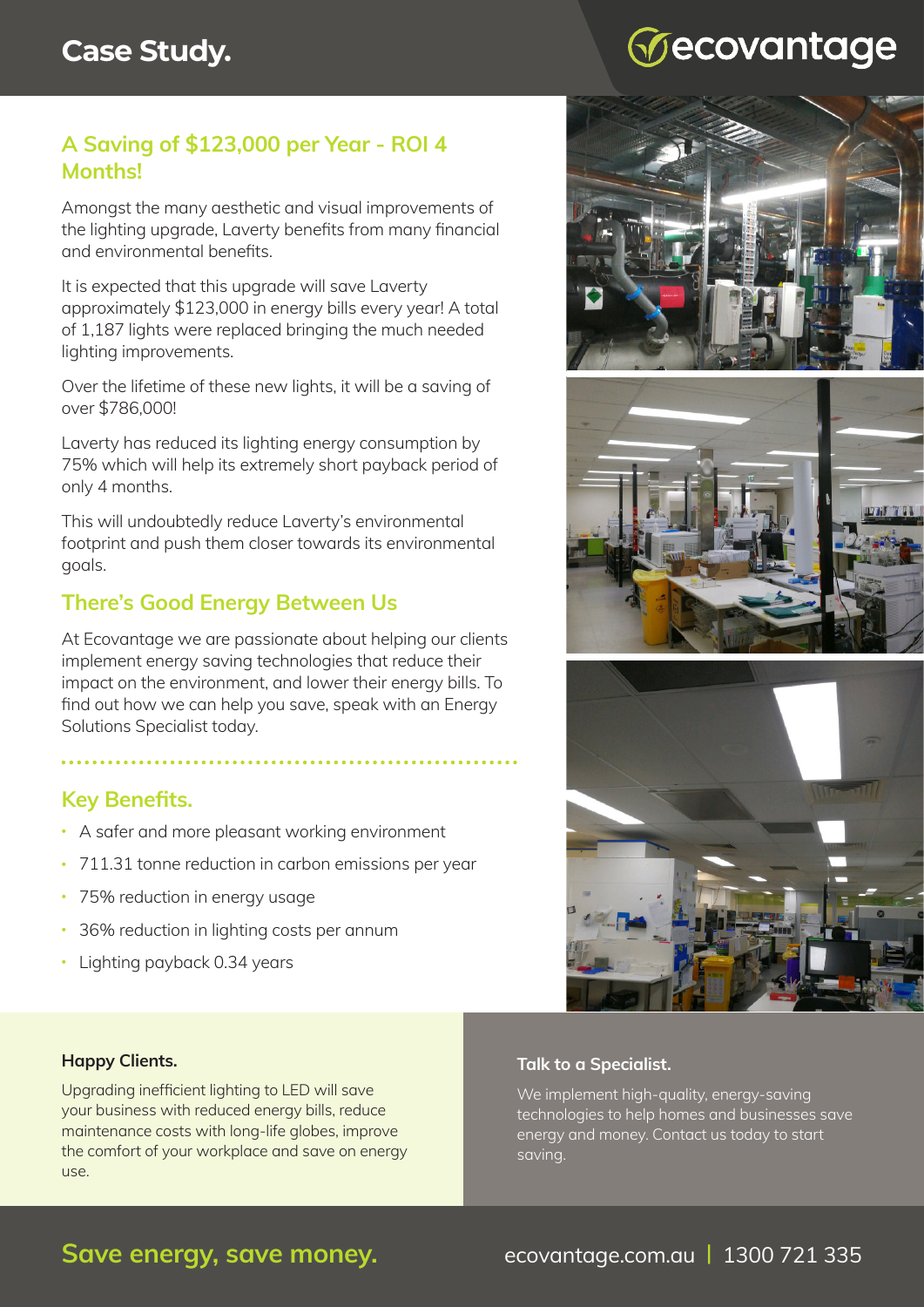Case Study.

ecovantage

## A Saving of $123,000 per Year - ROI 4 Months!

Amongst the many aesthetic and visual improvements of the lighting upgrade, Laverty benefits from many financial and environmental benefits.

It is expected that this upgrade will save Laverty approximately $123,000 in energy bills every year! A total of 1,187 lights were replaced bringing the much needed lighting improvements.

Over the lifetime of these new lights, it will be a saving of over $786,000!

Laverty has reduced its lighting energy consumption by 75% which will help its extremely short payback period of only 4 months.

This will undoubtedly reduce Laverty's environmental footprint and push them closer towards its environmental goals.

## There's Good Energy Between Us

At Ecovantage we are passionate about helping our clients implement energy saving technologies that reduce their impact on the environment, and lower their energy bills. To find out how we can help you save, speak with an Energy Solutions Specialist today.

## Key Benefits.

- A safer and more pleasant working environment
- 711.31 tonne reduction in carbon emissions per year
- 75% reduction in energy usage
- 36% reduction in lighting costs per annum
- Lighting payback 0.34 years

### Happy Clients.

Upgrading inefficient lighting to LED will save your business with reduced energy bills, reduce maintenance costs with long-life globes, improve the comfort of your workplace and save on energy use.

### Talk to a Specialist.

We implement high-quality, energy-saving technologies to help homes and businesses save energy and money. Contact us today to start saving.

**Save energy, save money.**

ecovantage.com.au | 1300 721 335